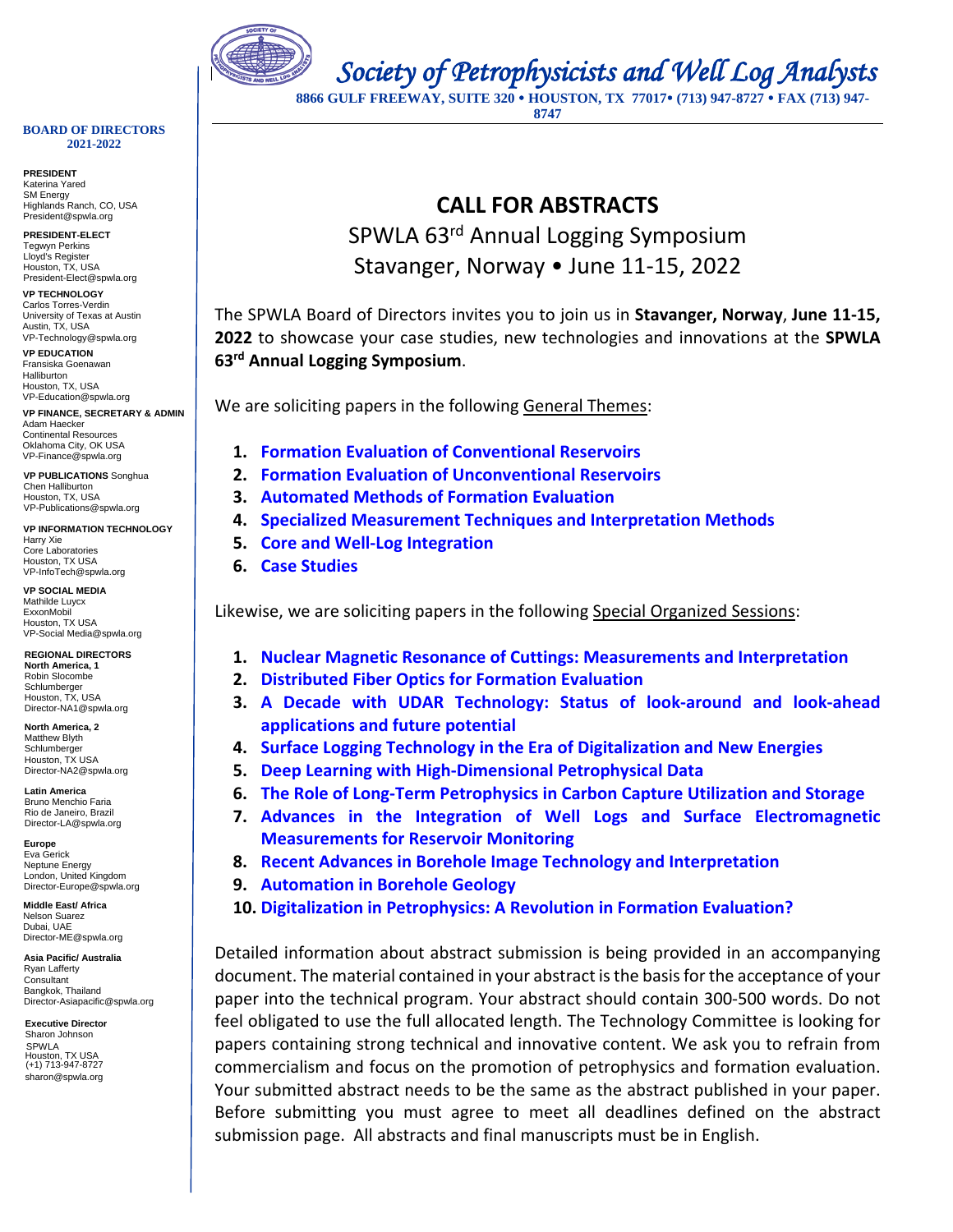# Society of Petrophysicists and Well Log Analysts

**8866 GULF FREEWAY, SUITE 320 • HOUSTON, TX 77017• (713) 947-8727 • FAX (713) 947-8747**

**BOARD OF DIRECTORS 2021-2022**

**PRESIDENT**
Katerina Yared
SM Energy
Highlands Ranch, CO, USA
President@spwla.org

**PRESIDENT-ELECT**
Tegwyn Perkins
Lloyd's Register
Houston, TX, USA
President-Elect@spwla.org

**VP TECHNOLOGY**
Carlos Torres-Verdin
University of Texas at Austin
Austin, TX, USA
VP-Technology@spwla.org

**VP EDUCATION**
Fransiska Goenawan
Halliburton
Houston, TX, USA
VP-Education@spwla.org

**VP FINANCE, SECRETARY & ADMIN**
Adam Haecker
Continental Resources
Oklahoma City, OK USA
VP-Finance@spwla.org

**VP PUBLICATIONS** Songhua Chen Halliburton
Houston, TX, USA
VP-Publications@spwla.org

**VP INFORMATION TECHNOLOGY**
Harry Xie
Core Laboratories
Houston, TX USA
VP-InfoTech@spwla.org

**VP SOCIAL MEDIA**
Mathilde Luycx
ExxonMobil
Houston, TX USA
VP-Social Media@spwla.org

**REGIONAL DIRECTORS**

**North America, 1**
Robin Slocombe
Schlumberger
Houston, TX, USA
Director-NA1@spwla.org

**North America, 2**
Matthew Blyth
Schlumberger
Houston, TX USA
Director-NA2@spwla.org

**Latin America**
Bruno Menchio Faria
Rio de Janeiro, Brazil
Director-LA@spwla.org

**Europe**
Eva Gerick
Neptune Energy
London, United Kingdom
Director-Europe@spwla.org

**Middle East/ Africa**
Nelson Suarez
Dubai, UAE
Director-ME@spwla.org

**Asia Pacific/ Australia**
Ryan Lafferty
Consultant
Bangkok, Thailand
Director-Asiapacific@spwla.org

**Executive Director**
Sharon Johnson
SPWLA
Houston, TX USA
(+1) 713-947-8727
sharon@spwla.org

## CALL FOR ABSTRACTS

SPWLA 63rd Annual Logging Symposium
Stavanger, Norway • June 11-15, 2022

The SPWLA Board of Directors invites you to join us in **Stavanger, Norway**, **June 11-15, 2022** to showcase your case studies, new technologies and innovations at the **SPWLA 63rd Annual Logging Symposium**.

We are soliciting papers in the following General Themes:

1. **Formation Evaluation of Conventional Reservoirs**
2. **Formation Evaluation of Unconventional Reservoirs**
3. **Automated Methods of Formation Evaluation**
4. **Specialized Measurement Techniques and Interpretation Methods**
5. **Core and Well-Log Integration**
6. **Case Studies**

Likewise, we are soliciting papers in the following Special Organized Sessions:

1. **Nuclear Magnetic Resonance of Cuttings: Measurements and Interpretation**
2. **Distributed Fiber Optics for Formation Evaluation**
3. **A Decade with UDAR Technology: Status of look-around and look-ahead applications and future potential**
4. **Surface Logging Technology in the Era of Digitalization and New Energies**
5. **Deep Learning with High-Dimensional Petrophysical Data**
6. **The Role of Long-Term Petrophysics in Carbon Capture Utilization and Storage**
7. **Advances in the Integration of Well Logs and Surface Electromagnetic Measurements for Reservoir Monitoring**
8. **Recent Advances in Borehole Image Technology and Interpretation**
9. **Automation in Borehole Geology**
10. **Digitalization in Petrophysics: A Revolution in Formation Evaluation?**

Detailed information about abstract submission is being provided in an accompanying document. The material contained in your abstract is the basis for the acceptance of your paper into the technical program. Your abstract should contain 300-500 words. Do not feel obligated to use the full allocated length. The Technology Committee is looking for papers containing strong technical and innovative content. We ask you to refrain from commercialism and focus on the promotion of petrophysics and formation evaluation. Your submitted abstract needs to be the same as the abstract published in your paper. Before submitting you must agree to meet all deadlines defined on the abstract submission page. All abstracts and final manuscripts must be in English.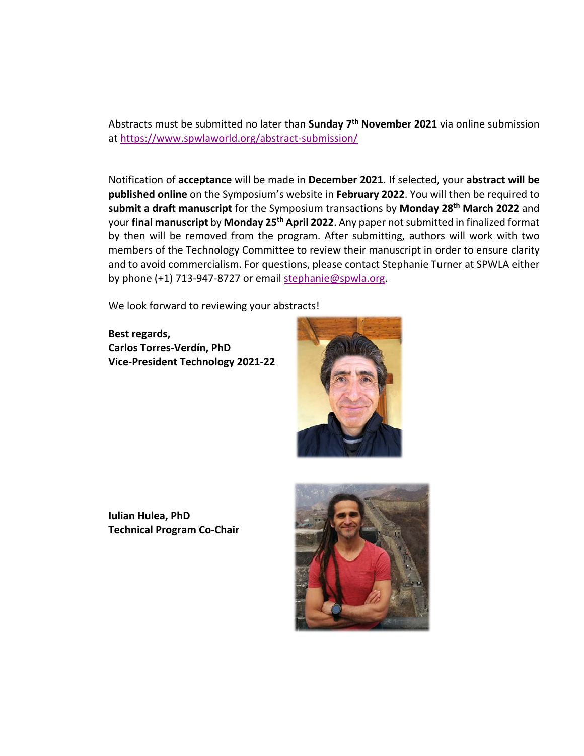Abstracts must be submitted no later than **Sunday 7th November 2021** via online submission at https://www.spwlaworld.org/abstract-submission/

Notification of **acceptance** will be made in **December 2021**. If selected, your **abstract will be published online** on the Symposium's website in **February 2022**. You will then be required to **submit a draft manuscript** for the Symposium transactions by **Monday 28th March 2022** and your **final manuscript** by **Monday 25th April 2022**. Any paper not submitted in finalized format by then will be removed from the program. After submitting, authors will work with two members of the Technology Committee to review their manuscript in order to ensure clarity and to avoid commercialism. For questions, please contact Stephanie Turner at SPWLA either by phone (+1) 713-947-8727 or email stephanie@spwla.org.

We look forward to reviewing your abstracts!

**Best regards,**
**Carlos Torres-Verdín, PhD**
**Vice-President Technology 2021-22**

**Iulian Hulea, PhD**
**Technical Program Co-Chair**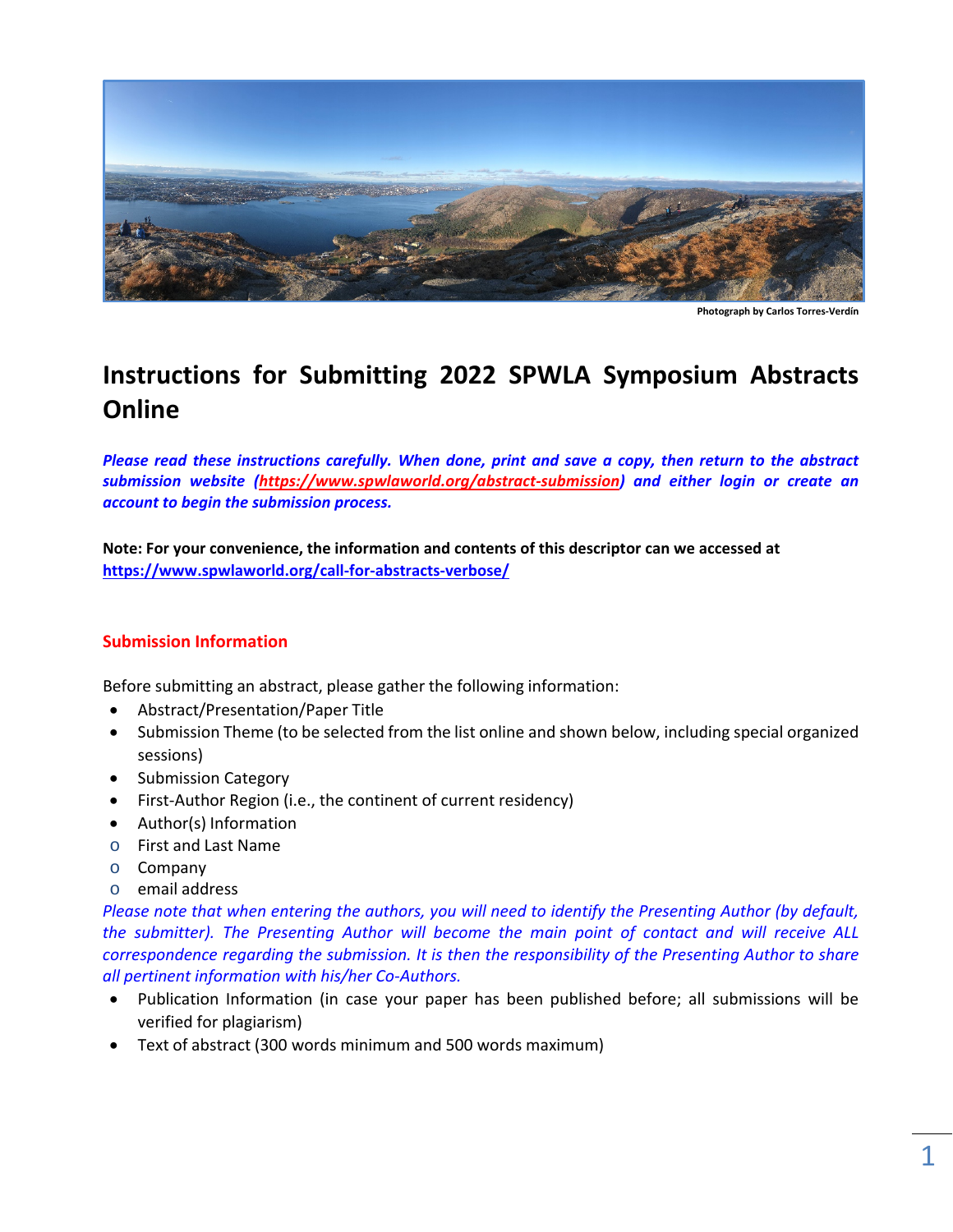Photograph by Carlos Torres-Verdín

# Instructions for Submitting 2022 SPWLA Symposium Abstracts Online

***Please read these instructions carefully. When done, print and save a copy, then return to the abstract submission website (https://www.spwlaworld.org/abstract-submission) and either login or create an account to begin the submission process.***

**Note: For your convenience, the information and contents of this descriptor can we accessed at https://www.spwlaworld.org/call-for-abstracts-verbose/**

## Submission Information

Before submitting an abstract, please gather the following information:

- Abstract/Presentation/Paper Title
- Submission Theme (to be selected from the list online and shown below, including special organized sessions)
- Submission Category
- First-Author Region (i.e., the continent of current residency)
- Author(s) Information
  - First and Last Name
  - Company
  - email address

*Please note that when entering the authors, you will need to identify the Presenting Author (by default, the submitter). The Presenting Author will become the main point of contact and will receive ALL correspondence regarding the submission. It is then the responsibility of the Presenting Author to share all pertinent information with his/her Co-Authors.*

- Publication Information (in case your paper has been published before; all submissions will be verified for plagiarism)
- Text of abstract (300 words minimum and 500 words maximum)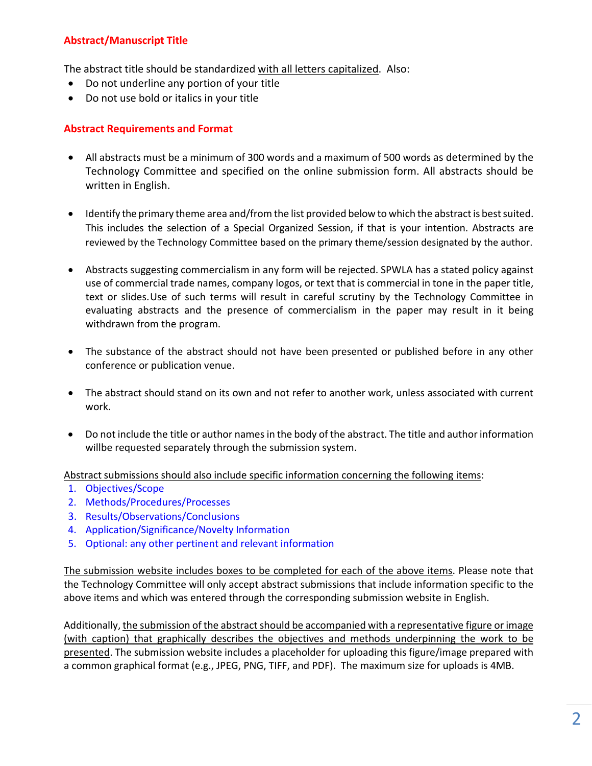## Abstract/Manuscript Title

The abstract title should be standardized with all letters capitalized. Also:

- Do not underline any portion of your title
- Do not use bold or italics in your title

## Abstract Requirements and Format

- All abstracts must be a minimum of 300 words and a maximum of 500 words as determined by the Technology Committee and specified on the online submission form. All abstracts should be written in English.

- Identify the primary theme area and/from the list provided below to which the abstract is best suited. This includes the selection of a Special Organized Session, if that is your intention. Abstracts are reviewed by the Technology Committee based on the primary theme/session designated by the author.

- Abstracts suggesting commercialism in any form will be rejected. SPWLA has a stated policy against use of commercial trade names, company logos, or text that is commercial in tone in the paper title, text or slides. Use of such terms will result in careful scrutiny by the Technology Committee in evaluating abstracts and the presence of commercialism in the paper may result in it being withdrawn from the program.

- The substance of the abstract should not have been presented or published before in any other conference or publication venue.

- The abstract should stand on its own and not refer to another work, unless associated with current work.

- Do not include the title or author names in the body of the abstract. The title and author information willbe requested separately through the submission system.

Abstract submissions should also include specific information concerning the following items:

1. Objectives/Scope
2. Methods/Procedures/Processes
3. Results/Observations/Conclusions
4. Application/Significance/Novelty Information
5. Optional: any other pertinent and relevant information

The submission website includes boxes to be completed for each of the above items. Please note that the Technology Committee will only accept abstract submissions that include information specific to the above items and which was entered through the corresponding submission website in English.

Additionally, the submission of the abstract should be accompanied with a representative figure or image (with caption) that graphically describes the objectives and methods underpinning the work to be presented. The submission website includes a placeholder for uploading this figure/image prepared with a common graphical format (e.g., JPEG, PNG, TIFF, and PDF). The maximum size for uploads is 4MB.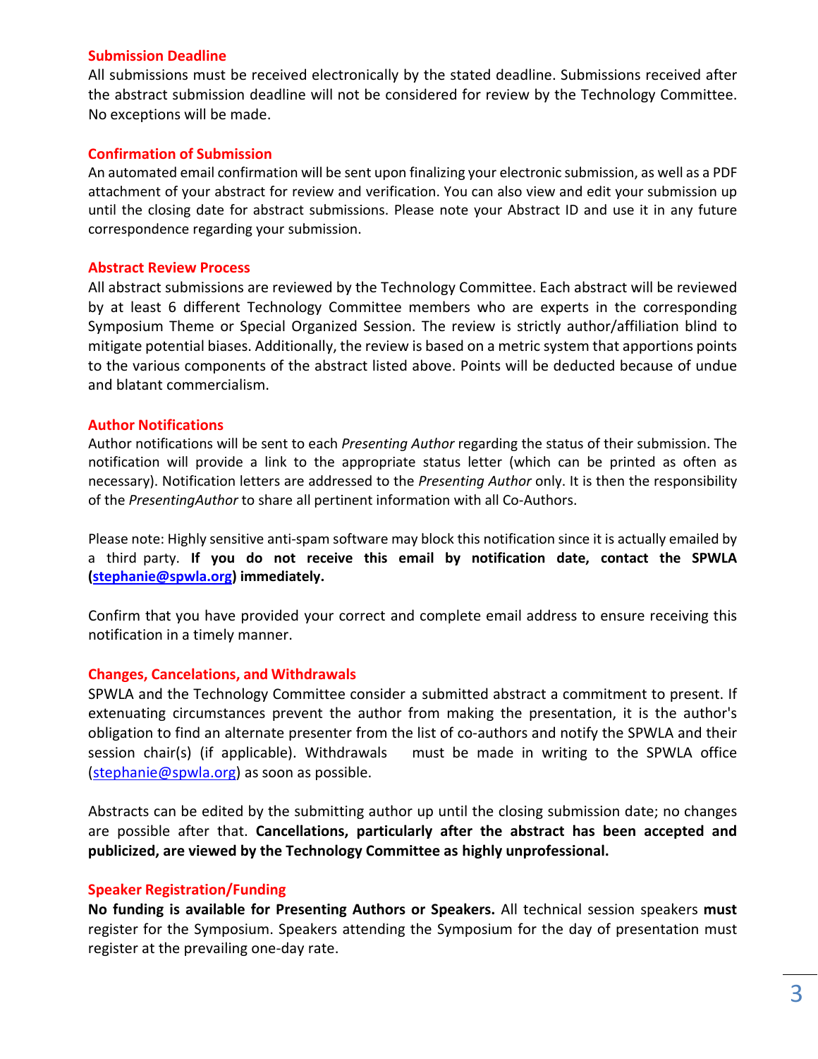### Submission Deadline

All submissions must be received electronically by the stated deadline. Submissions received after the abstract submission deadline will not be considered for review by the Technology Committee. No exceptions will be made.

### Confirmation of Submission

An automated email confirmation will be sent upon finalizing your electronic submission, as well as a PDF attachment of your abstract for review and verification. You can also view and edit your submission up until the closing date for abstract submissions. Please note your Abstract ID and use it in any future correspondence regarding your submission.

### Abstract Review Process

All abstract submissions are reviewed by the Technology Committee. Each abstract will be reviewed by at least 6 different Technology Committee members who are experts in the corresponding Symposium Theme or Special Organized Session. The review is strictly author/affiliation blind to mitigate potential biases. Additionally, the review is based on a metric system that apportions points to the various components of the abstract listed above. Points will be deducted because of undue and blatant commercialism.

### Author Notifications

Author notifications will be sent to each *Presenting Author* regarding the status of their submission. The notification will provide a link to the appropriate status letter (which can be printed as often as necessary). Notification letters are addressed to the *Presenting Author* only. It is then the responsibility of the *PresentingAuthor* to share all pertinent information with all Co-Authors.

Please note: Highly sensitive anti-spam software may block this notification since it is actually emailed by a third party. **If you do not receive this email by notification date, contact the SPWLA ([stephanie@spwla.org](mailto:stephanie@spwla.org)) immediately.**

Confirm that you have provided your correct and complete email address to ensure receiving this notification in a timely manner.

### Changes, Cancelations, and Withdrawals

SPWLA and the Technology Committee consider a submitted abstract a commitment to present. If extenuating circumstances prevent the author from making the presentation, it is the author's obligation to find an alternate presenter from the list of co-authors and notify the SPWLA and their session chair(s) (if applicable). Withdrawals must be made in writing to the SPWLA office ([stephanie@spwla.org](mailto:stephanie@spwla.org)) as soon as possible.

Abstracts can be edited by the submitting author up until the closing submission date; no changes are possible after that. **Cancellations, particularly after the abstract has been accepted and publicized, are viewed by the Technology Committee as highly unprofessional.**

### Speaker Registration/Funding

**No funding is available for Presenting Authors or Speakers.** All technical session speakers **must** register for the Symposium. Speakers attending the Symposium for the day of presentation must register at the prevailing one-day rate.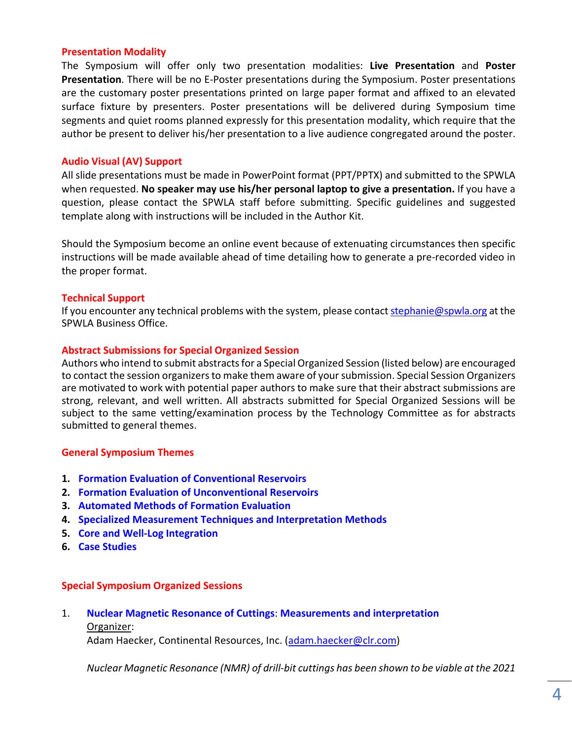### Presentation Modality

The Symposium will offer only two presentation modalities: **Live Presentation** and **Poster Presentation**. There will be no E-Poster presentations during the Symposium. Poster presentations are the customary poster presentations printed on large paper format and affixed to an elevated surface fixture by presenters. Poster presentations will be delivered during Symposium time segments and quiet rooms planned expressly for this presentation modality, which require that the author be present to deliver his/her presentation to a live audience congregated around the poster.

### Audio Visual (AV) Support

All slide presentations must be made in PowerPoint format (PPT/PPTX) and submitted to the SPWLA when requested. **No speaker may use his/her personal laptop to give a presentation.** If you have a question, please contact the SPWLA staff before submitting. Specific guidelines and suggested template along with instructions will be included in the Author Kit.

Should the Symposium become an online event because of extenuating circumstances then specific instructions will be made available ahead of time detailing how to generate a pre-recorded video in the proper format.

### Technical Support

If you encounter any technical problems with the system, please contact stephanie@spwla.org at the SPWLA Business Office.

### Abstract Submissions for Special Organized Session

Authors who intend to submit abstracts for a Special Organized Session (listed below) are encouraged to contact the session organizers to make them aware of your submission. Special Session Organizers are motivated to work with potential paper authors to make sure that their abstract submissions are strong, relevant, and well written. All abstracts submitted for Special Organized Sessions will be subject to the same vetting/examination process by the Technology Committee as for abstracts submitted to general themes.

### General Symposium Themes

1. **Formation Evaluation of Conventional Reservoirs**
2. **Formation Evaluation of Unconventional Reservoirs**
3. **Automated Methods of Formation Evaluation**
4. **Specialized Measurement Techniques and Interpretation Methods**
5. **Core and Well-Log Integration**
6. **Case Studies**

### Special Symposium Organized Sessions

1. **Nuclear Magnetic Resonance of Cuttings**: **Measurements and interpretation**

   Organizer:

   Adam Haecker, Continental Resources, Inc. (adam.haecker@clr.com)

   *Nuclear Magnetic Resonance (NMR) of drill-bit cuttings has been shown to be viable at the 2021*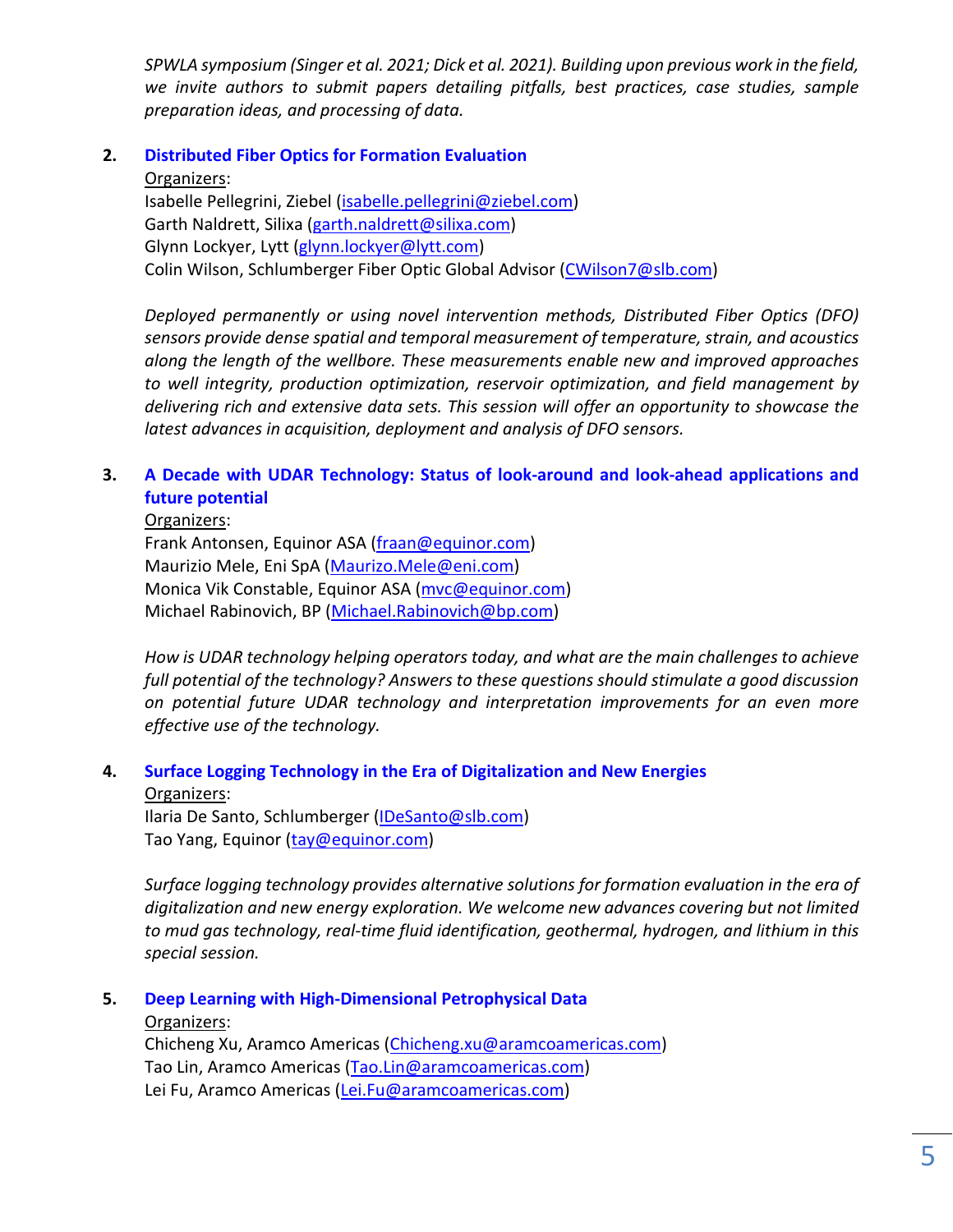*SPWLA symposium (Singer et al. 2021; Dick et al. 2021). Building upon previous work in the field, we invite authors to submit papers detailing pitfalls, best practices, case studies, sample preparation ideas, and processing of data.*

2. **Distributed Fiber Optics for Formation Evaluation**

   Organizers:
   Isabelle Pellegrini, Ziebel (isabelle.pellegrini@ziebel.com)
   Garth Naldrett, Silixa (garth.naldrett@silixa.com)
   Glynn Lockyer, Lytt (glynn.lockyer@lytt.com)
   Colin Wilson, Schlumberger Fiber Optic Global Advisor (CWilson7@slb.com)

   *Deployed permanently or using novel intervention methods, Distributed Fiber Optics (DFO) sensors provide dense spatial and temporal measurement of temperature, strain, and acoustics along the length of the wellbore. These measurements enable new and improved approaches to well integrity, production optimization, reservoir optimization, and field management by delivering rich and extensive data sets. This session will offer an opportunity to showcase the latest advances in acquisition, deployment and analysis of DFO sensors.*

3. **A Decade with UDAR Technology: Status of look-around and look-ahead applications and future potential**

   Organizers:
   Frank Antonsen, Equinor ASA (fraan@equinor.com)
   Maurizio Mele, Eni SpA (Maurizo.Mele@eni.com)
   Monica Vik Constable, Equinor ASA (mvc@equinor.com)
   Michael Rabinovich, BP (Michael.Rabinovich@bp.com)

   *How is UDAR technology helping operators today, and what are the main challenges to achieve full potential of the technology? Answers to these questions should stimulate a good discussion on potential future UDAR technology and interpretation improvements for an even more effective use of the technology.*

4. **Surface Logging Technology in the Era of Digitalization and New Energies**

   Organizers:
   Ilaria De Santo, Schlumberger (IDeSanto@slb.com)
   Tao Yang, Equinor (tay@equinor.com)

   *Surface logging technology provides alternative solutions for formation evaluation in the era of digitalization and new energy exploration. We welcome new advances covering but not limited to mud gas technology, real-time fluid identification, geothermal, hydrogen, and lithium in this special session.*

5. **Deep Learning with High-Dimensional Petrophysical Data**

   Organizers:
   Chicheng Xu, Aramco Americas (Chicheng.xu@aramcoamericas.com)
   Tao Lin, Aramco Americas (Tao.Lin@aramcoamericas.com)
   Lei Fu, Aramco Americas (Lei.Fu@aramcoamericas.com)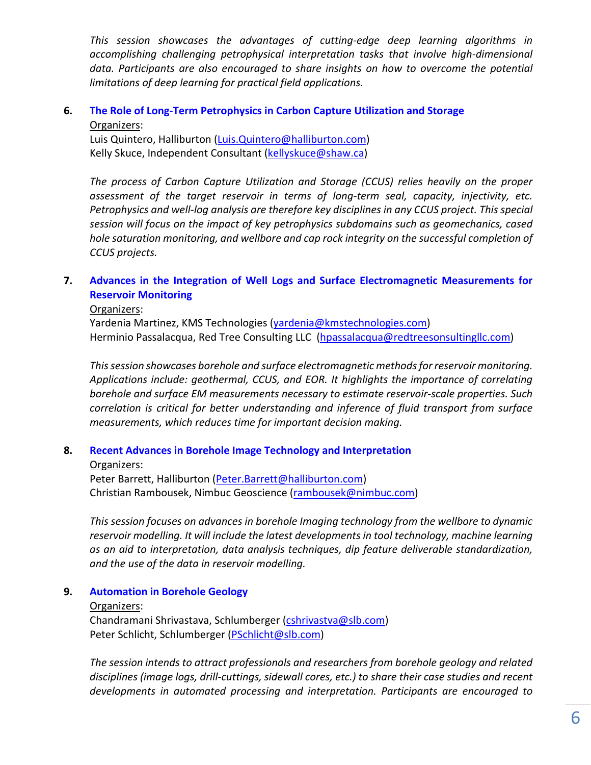*This session showcases the advantages of cutting-edge deep learning algorithms in accomplishing challenging petrophysical interpretation tasks that involve high-dimensional data. Participants are also encouraged to share insights on how to overcome the potential limitations of deep learning for practical field applications.*

**6. The Role of Long-Term Petrophysics in Carbon Capture Utilization and Storage**

Organizers:
Luis Quintero, Halliburton (Luis.Quintero@halliburton.com)
Kelly Skuce, Independent Consultant (kellyskuce@shaw.ca)

*The process of Carbon Capture Utilization and Storage (CCUS) relies heavily on the proper assessment of the target reservoir in terms of long-term seal, capacity, injectivity, etc. Petrophysics and well-log analysis are therefore key disciplines in any CCUS project. This special session will focus on the impact of key petrophysics subdomains such as geomechanics, cased hole saturation monitoring, and wellbore and cap rock integrity on the successful completion of CCUS projects.*

**7. Advances in the Integration of Well Logs and Surface Electromagnetic Measurements for Reservoir Monitoring**

Organizers:
Yardenia Martinez, KMS Technologies (yardenia@kmstechnologies.com)
Herminio Passalacqua, Red Tree Consulting LLC (hpassalacqua@redtreesonsultingllc.com)

*This session showcases borehole and surface electromagnetic methods for reservoir monitoring. Applications include: geothermal, CCUS, and EOR. It highlights the importance of correlating borehole and surface EM measurements necessary to estimate reservoir-scale properties. Such correlation is critical for better understanding and inference of fluid transport from surface measurements, which reduces time for important decision making.*

**8. Recent Advances in Borehole Image Technology and Interpretation**

Organizers:
Peter Barrett, Halliburton (Peter.Barrett@halliburton.com)
Christian Rambousek, Nimbuc Geoscience (rambousek@nimbuc.com)

*This session focuses on advances in borehole Imaging technology from the wellbore to dynamic reservoir modelling. It will include the latest developments in tool technology, machine learning as an aid to interpretation, data analysis techniques, dip feature deliverable standardization, and the use of the data in reservoir modelling.*

**9. Automation in Borehole Geology**

Organizers:
Chandramani Shrivastava, Schlumberger (cshrivastva@slb.com)
Peter Schlicht, Schlumberger (PSchlicht@slb.com)

*The session intends to attract professionals and researchers from borehole geology and related disciplines (image logs, drill-cuttings, sidewall cores, etc.) to share their case studies and recent developments in automated processing and interpretation. Participants are encouraged to*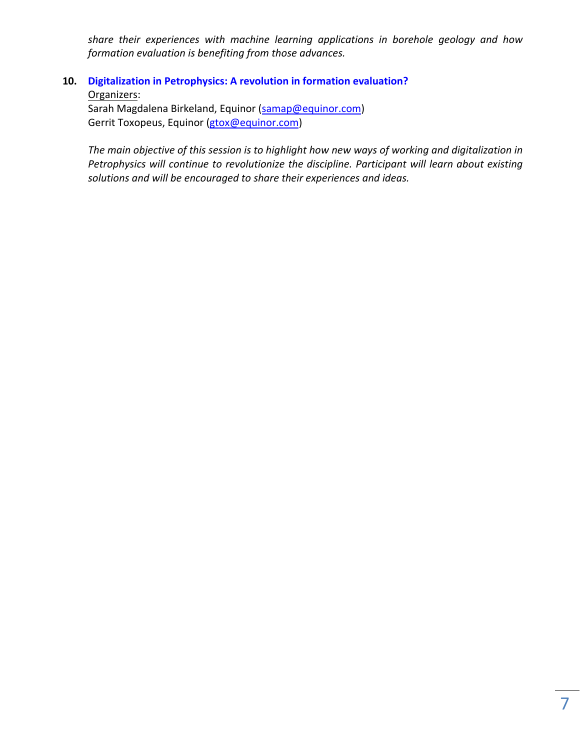*share their experiences with machine learning applications in borehole geology and how formation evaluation is benefiting from those advances.*

**10. Digitalization in Petrophysics: A revolution in formation evaluation?**

Organizers:
Sarah Magdalena Birkeland, Equinor (samap@equinor.com)
Gerrit Toxopeus, Equinor (gtox@equinor.com)

*The main objective of this session is to highlight how new ways of working and digitalization in Petrophysics will continue to revolutionize the discipline. Participant will learn about existing solutions and will be encouraged to share their experiences and ideas.*